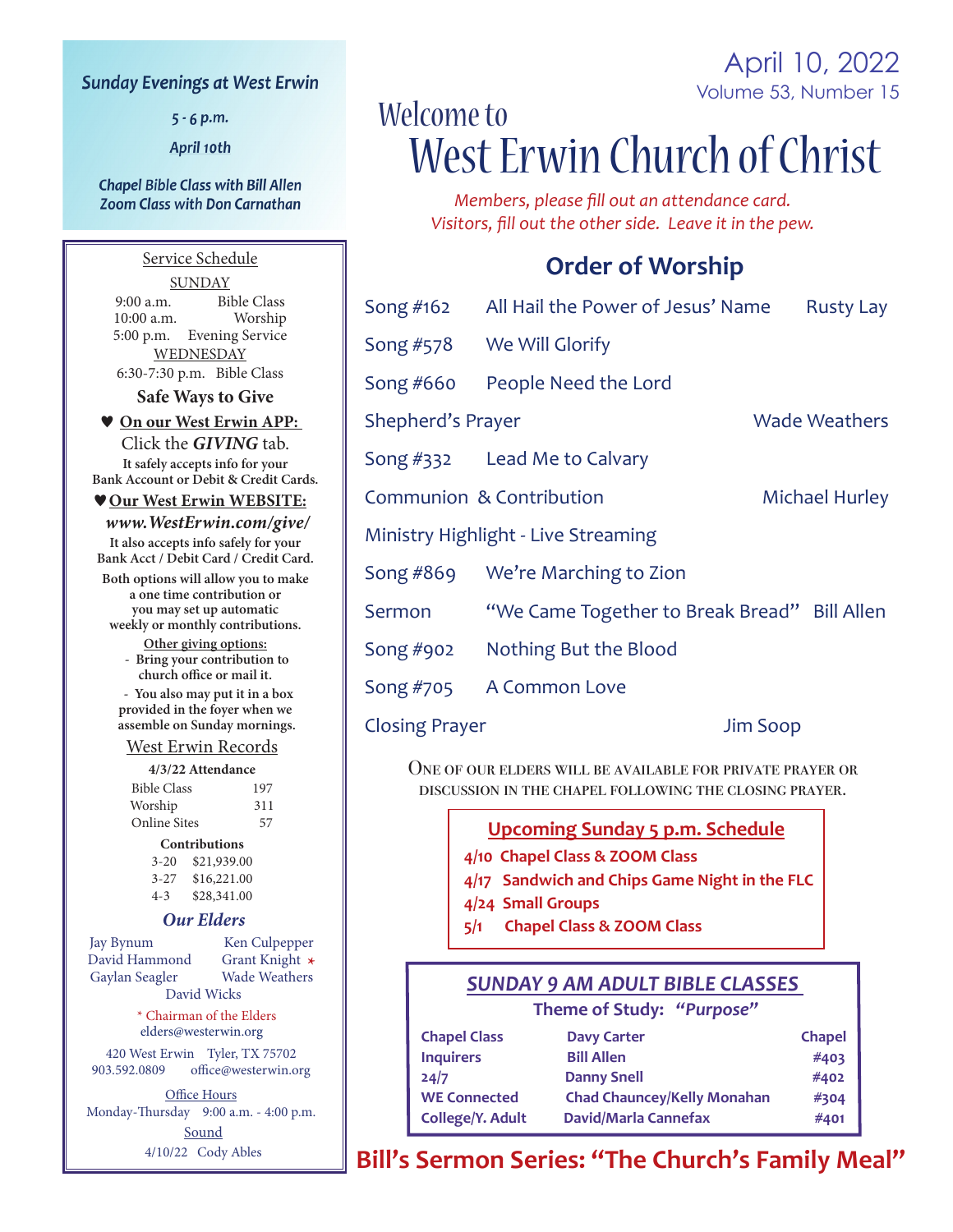April 10, 2022
Volume 53, Number 15

# Welcome to West Erwin Church of Christ

*Members, please fill out an attendance card.*
*Visitors, fill out the other side. Leave it in the pew.*

## Order of Worship

| | | |
|---|---|---|
| Song #162 | All Hail the Power of Jesus' Name | Rusty Lay |
| Song #578 | We Will Glorify | |
| Song #660 | People Need the Lord | |
| Shepherd's Prayer | | Wade Weathers |
| Song #332 | Lead Me to Calvary | |
| Communion & Contribution | | Michael Hurley |
| Ministry Highlight - Live Streaming | | |
| Song #869 | We're Marching to Zion | |
| Sermon | "We Came Together to Break Bread" | Bill Allen |
| Song #902 | Nothing But the Blood | |
| Song #705 | A Common Love | |
| Closing Prayer | | Jim Soop |

One of our elders will be available for private prayer or discussion in the chapel following the closing prayer.

### Upcoming Sunday 5 p.m. Schedule

- **4/10** Chapel Class & ZOOM Class
- **4/17** Sandwich and Chips Game Night in the FLC
- **4/24** Small Groups
- **5/1** Chapel Class & ZOOM Class

### SUNDAY 9 AM ADULT BIBLE CLASSES

**Theme of Study: *"Purpose"***

| Class | Teacher | Room |
|---|---|---|
| Chapel Class | Davy Carter | Chapel |
| Inquirers | Bill Allen | #403 |
| 24/7 | Danny Snell | #402 |
| WE Connected | Chad Chauncey/Kelly Monahan | #304 |
| College/Y. Adult | David/Marla Cannefax | #401 |

## Bill's Sermon Series: "The Church's Family Meal"

---

***Sunday Evenings at West Erwin***

*5 - 6 p.m.*

*April 10th*

*Chapel Bible Class with Bill Allen*
*Zoom Class with Don Carnathan*

---

Service Schedule

SUNDAY
9:00 a.m. Bible Class
10:00 a.m. Worship
5:00 p.m. Evening Service

WEDNESDAY
6:30-7:30 p.m. Bible Class

**Safe Ways to Give**

♥ **On our West Erwin APP:**
Click the ***GIVING*** tab.
**It safely accepts info for your Bank Account or Debit & Credit Cards.**

♥ **Our West Erwin WEBSITE:**
***www.WestErwin.com/give/***
**It also accepts info safely for your Bank Acct / Debit Card / Credit Card.**

**Both options will allow you to make a one time contribution or you may set up automatic weekly or monthly contributions.**

**Other giving options:**
- **Bring your contribution to church office or mail it.**
- **You also may put it in a box provided in the foyer when we assemble on Sunday mornings.**

West Erwin Records

**4/3/22 Attendance**

| | |
|---|---|
| Bible Class | 197 |
| Worship | 311 |
| Online Sites | 57 |

**Contributions**

| | |
|---|---|
| 3-20 | $21,939.00 |
| 3-27 | $16,221.00 |
| 4-3 | $28,341.00 |

***Our Elders***

Jay Bynum, Ken Culpepper, David Hammond, Grant Knight *, Gaylan Seagler, Wade Weathers, David Wicks

* Chairman of the Elders
elders@westerwin.org

420 West Erwin Tyler, TX 75702
903.592.0809 office@westerwin.org

Office Hours
Monday-Thursday 9:00 a.m. - 4:00 p.m.

Sound
4/10/22 Cody Ables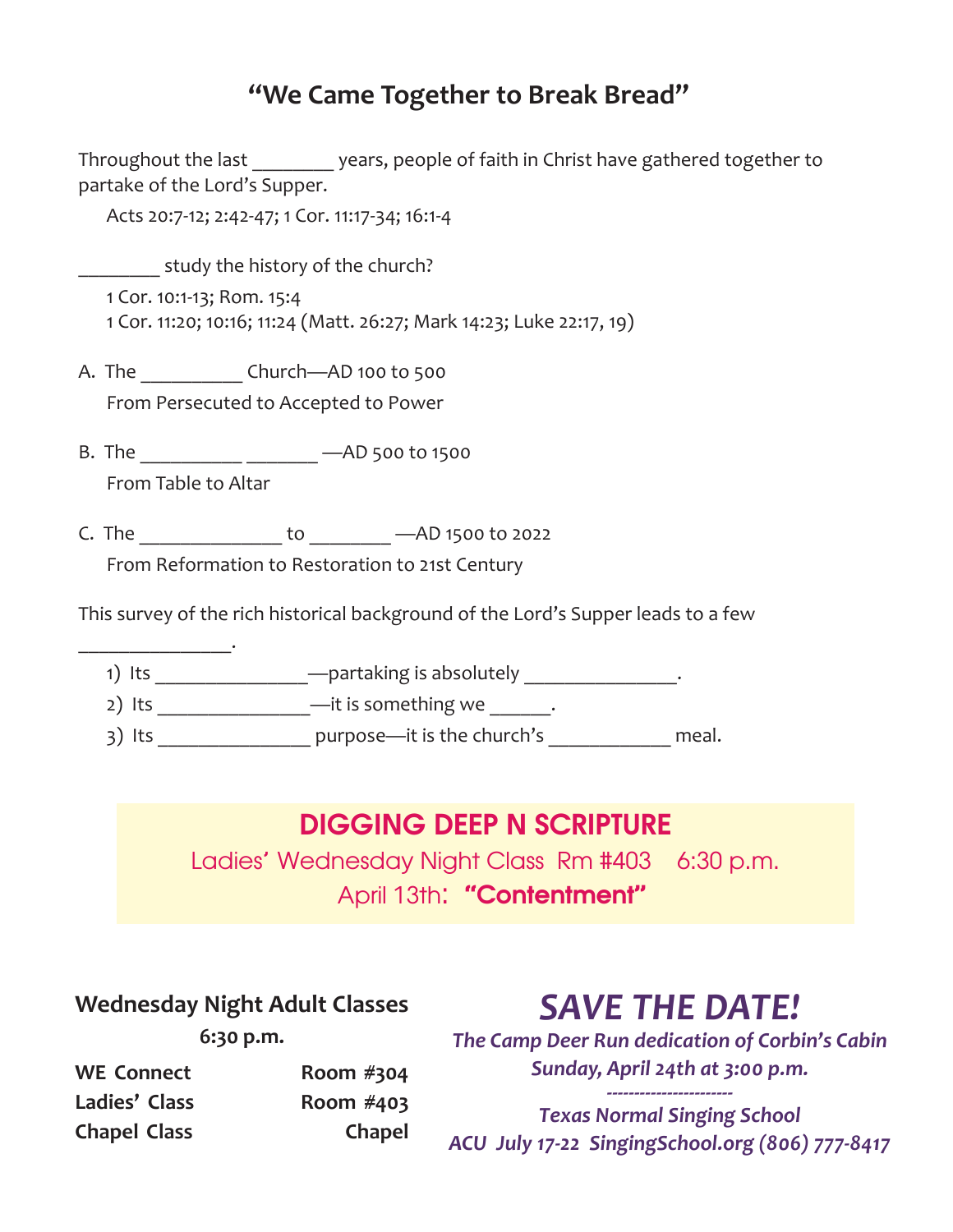## "We Came Together to Break Bread"

Throughout the last ________ years, people of faith in Christ have gathered together to partake of the Lord's Supper.

Acts 20:7-12; 2:42-47; 1 Cor. 11:17-34; 16:1-4

________ study the history of the church?

1 Cor. 10:1-13; Rom. 15:4
1 Cor. 11:20; 10:16; 11:24 (Matt. 26:27; Mark 14:23; Luke 22:17, 19)

A. The __________ Church—AD 100 to 500
   From Persecuted to Accepted to Power

B. The __________ _______ —AD 500 to 1500
   From Table to Altar

C. The ______________ to ________ —AD 1500 to 2022
   From Reformation to Restoration to 21st Century

This survey of the rich historical background of the Lord's Supper leads to a few _______________.

1) Its _______________—partaking is absolutely _______________.
2) Its _______________—it is something we ______.
3) Its _______________ purpose—it is the church's ____________ meal.

**DIGGING DEEP N SCRIPTURE**
Ladies' Wednesday Night Class Rm #403 6:30 p.m.
April 13th: **"Contentment"**

**Wednesday Night Adult Classes**
**6:30 p.m.**

| | |
|---|---|
| **WE Connect** | **Room #304** |
| **Ladies' Class** | **Room #403** |
| **Chapel Class** | **Chapel** |

***SAVE THE DATE!***
***The Camp Deer Run dedication of Corbin's Cabin***
***Sunday, April 24th at 3:00 p.m.***
-----------------------
***Texas Normal Singing School***
***ACU July 17-22 SingingSchool.org (806) 777-8417***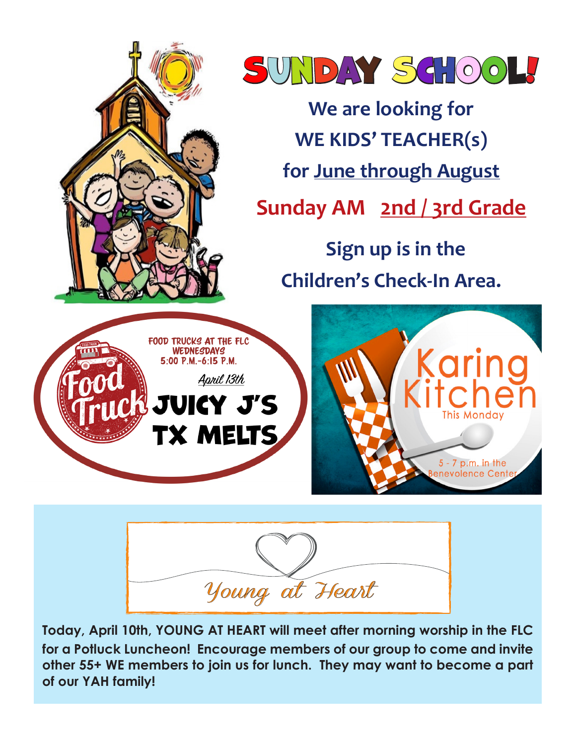# SUNDAY SCHOOL!

**We are looking for**

**WE KIDS' TEACHER(s)**

**for June through August**

**Sunday AM 2nd / 3rd Grade**

**Sign up is in the**

**Children's Check-In Area.**

FOOD TRUCKS AT THE FLC
WEDNESDAYS
5:00 P.M.-6:15 P.M.

Food Truck

*April 13th*

**JUICY J'S TX MELTS**

Karing Kitchen

This Monday

5 - 7 p.m. in the Benevolence Center

*Young at Heart*

**Today, April 10th, YOUNG AT HEART will meet after morning worship in the FLC for a Potluck Luncheon! Encourage members of our group to come and invite other 55+ WE members to join us for lunch. They may want to become a part of our YAH family!**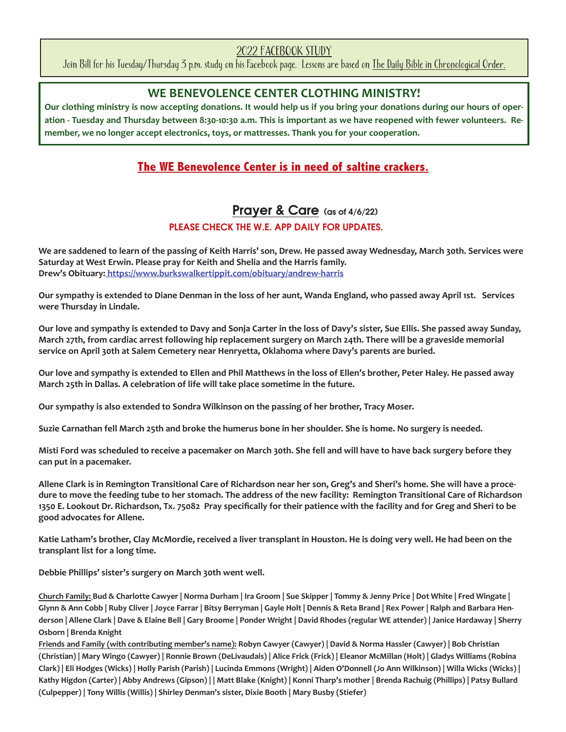## 2022 FACEBOOK STUDY

Join Bill for his Tuesday/Thursday 3 p.m. study on his Facebook page. Lessons are based on The Daily Bible in Chronological Order.

## WE BENEVOLENCE CENTER CLOTHING MINISTRY!

**Our clothing ministry is now accepting donations. It would help us if you bring your donations during our hours of operation - Tuesday and Thursday between 8:30-10:30 a.m. This is important as we have reopened with fewer volunteers. Remember, we no longer accept electronics, toys, or mattresses. Thank you for your cooperation.**

**The WE Benevolence Center is in need of saltine crackers.**

## Prayer & Care (as of 4/6/22)

PLEASE CHECK THE W.E. APP DAILY FOR UPDATES.

**We are saddened to learn of the passing of Keith Harris' son, Drew. He passed away Wednesday, March 30th. Services were Saturday at West Erwin. Please pray for Keith and Shelia and the Harris family.**
**Drew's Obituary: https://www.burkswalkertippit.com/obituary/andrew-harris**

**Our sympathy is extended to Diane Denman in the loss of her aunt, Wanda England, who passed away April 1st. Services were Thursday in Lindale.**

**Our love and sympathy is extended to Davy and Sonja Carter in the loss of Davy's sister, Sue Ellis. She passed away Sunday, March 27th, from cardiac arrest following hip replacement surgery on March 24th. There will be a graveside memorial service on April 30th at Salem Cemetery near Henryetta, Oklahoma where Davy's parents are buried.**

**Our love and sympathy is extended to Ellen and Phil Matthews in the loss of Ellen's brother, Peter Haley. He passed away March 25th in Dallas. A celebration of life will take place sometime in the future.**

**Our sympathy is also extended to Sondra Wilkinson on the passing of her brother, Tracy Moser.**

**Suzie Carnathan fell March 25th and broke the humerus bone in her shoulder. She is home. No surgery is needed.**

**Misti Ford was scheduled to receive a pacemaker on March 30th. She fell and will have to have back surgery before they can put in a pacemaker.**

**Allene Clark is in Remington Transitional Care of Richardson near her son, Greg's and Sheri's home. She will have a procedure to move the feeding tube to her stomach. The address of the new facility: Remington Transitional Care of Richardson 1350 E. Lookout Dr. Richardson, Tx. 75082 Pray specifically for their patience with the facility and for Greg and Sheri to be good advocates for Allene.**

**Katie Latham's brother, Clay McMordie, received a liver transplant in Houston. He is doing very well. He had been on the transplant list for a long time.**

**Debbie Phillips' sister's surgery on March 30th went well.**

**Church Family: Bud & Charlotte Cawyer | Norma Durham | Ira Groom | Sue Skipper | Tommy & Jenny Price | Dot White | Fred Wingate | Glynn & Ann Cobb | Ruby Cliver | Joyce Farrar | Bitsy Berryman | Gayle Holt | Dennis & Reta Brand | Rex Power | Ralph and Barbara Henderson | Allene Clark | Dave & Elaine Bell | Gary Broome | Ponder Wright | David Rhodes (regular WE attender) | Janice Hardaway | Sherry Osborn | Brenda Knight**

**Friends and Family (with contributing member's name): Robyn Cawyer (Cawyer) | David & Norma Hassler (Cawyer) | Bob Christian (Christian) | Mary Wingo (Cawyer) | Ronnie Brown (DeLivaudais) | Alice Frick (Frick) | Eleanor McMillan (Holt) | Gladys Williams (Robina Clark) | Eli Hodges (Wicks) | Holly Parish (Parish) | Lucinda Emmons (Wright) | Aiden O'Donnell (Jo Ann Wilkinson) | Willa Wicks (Wicks) | Kathy Higdon (Carter) | Abby Andrews (Gipson) | | Matt Blake (Knight) | Konni Tharp's mother | Brenda Rachuig (Phillips) | Patsy Bullard (Culpepper) | Tony Willis (Willis) | Shirley Denman's sister, Dixie Booth | Mary Busby (Stiefer)**